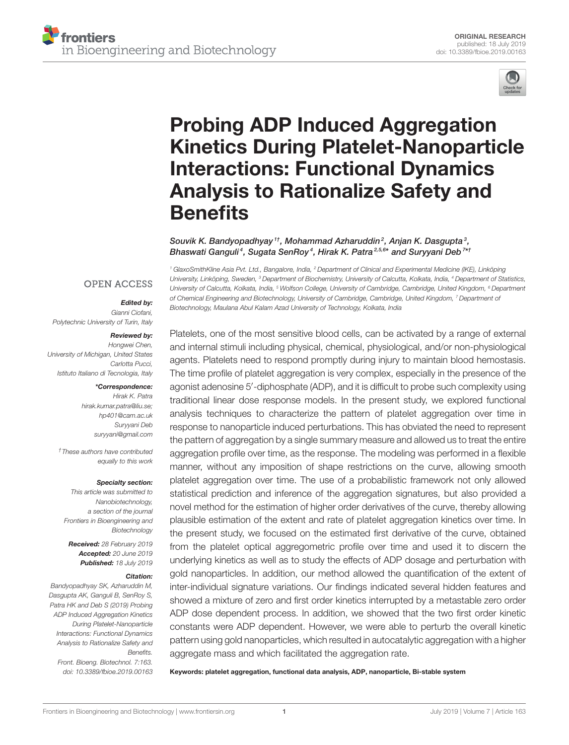ORIGINAL RESEARCH
published: 18 July 2019
doi: 10.3389/fbioe.2019.00163

# Probing ADP Induced Aggregation Kinetics During Platelet-Nanoparticle Interactions: Functional Dynamics Analysis to Rationalize Safety and Benefits

*Souvik K. Bandyopadhyay[1†], Mohammad Azharuddin[2], Anjan K. Dasgupta[3], Bhaswati Ganguli[4], Sugata SenRoy[4], Hirak K. Patra[2,5,6*] and Suryyani Deb[7*†]*

[1] GlaxoSmithKline Asia Pvt. Ltd., Bangalore, India, [2] Department of Clinical and Experimental Medicine (IKE), Linköping University, Linköping, Sweden, [3] Department of Biochemistry, University of Calcutta, Kolkata, India, [4] Department of Statistics, University of Calcutta, Kolkata, India, [5] Wolfson College, University of Cambridge, Cambridge, United Kingdom, [6] Department of Chemical Engineering and Biotechnology, University of Cambridge, Cambridge, United Kingdom, [7] Department of Biotechnology, Maulana Abul Kalam Azad University of Technology, Kolkata, India

OPEN ACCESS

***Edited by:***
Gianni Ciofani,
Polytechnic University of Turin, Italy

***Reviewed by:***
Hongwei Chen,
University of Michigan, United States
Carlotta Pucci,
Istituto Italiano di Tecnologia, Italy

***\*Correspondence:***
Hirak K. Patra
hirak.kumar.patra@liu.se;
hp401@cam.ac.uk
Suryyani Deb
suryyani@gmail.com

*†These authors have contributed equally to this work*

**Specialty section:**
This article was submitted to Nanobiotechnology, a section of the journal Frontiers in Bioengineering and Biotechnology

**Received:** 28 February 2019
**Accepted:** 20 June 2019
**Published:** 18 July 2019

**Citation:**
Bandyopadhyay SK, Azharuddin M, Dasgupta AK, Ganguli B, SenRoy S, Patra HK and Deb S (2019) Probing ADP Induced Aggregation Kinetics During Platelet-Nanoparticle Interactions: Functional Dynamics Analysis to Rationalize Safety and Benefits. Front. Bioeng. Biotechnol. 7:163. doi: 10.3389/fbioe.2019.00163

Platelets, one of the most sensitive blood cells, can be activated by a range of external and internal stimuli including physical, chemical, physiological, and/or non-physiological agents. Platelets need to respond promptly during injury to maintain blood hemostasis. The time profile of platelet aggregation is very complex, especially in the presence of the agonist adenosine 5′-diphosphate (ADP), and it is difficult to probe such complexity using traditional linear dose response models. In the present study, we explored functional analysis techniques to characterize the pattern of platelet aggregation over time in response to nanoparticle induced perturbations. This has obviated the need to represent the pattern of aggregation by a single summary measure and allowed us to treat the entire aggregation profile over time, as the response. The modeling was performed in a flexible manner, without any imposition of shape restrictions on the curve, allowing smooth platelet aggregation over time. The use of a probabilistic framework not only allowed statistical prediction and inference of the aggregation signatures, but also provided a novel method for the estimation of higher order derivatives of the curve, thereby allowing plausible estimation of the extent and rate of platelet aggregation kinetics over time. In the present study, we focused on the estimated first derivative of the curve, obtained from the platelet optical aggregometric profile over time and used it to discern the underlying kinetics as well as to study the effects of ADP dosage and perturbation with gold nanoparticles. In addition, our method allowed the quantification of the extent of inter-individual signature variations. Our findings indicated several hidden features and showed a mixture of zero and first order kinetics interrupted by a metastable zero order ADP dose dependent process. In addition, we showed that the two first order kinetic constants were ADP dependent. However, we were able to perturb the overall kinetic pattern using gold nanoparticles, which resulted in autocatalytic aggregation with a higher aggregate mass and which facilitated the aggregation rate.

**Keywords: platelet aggregation, functional data analysis, ADP, nanoparticle, Bi-stable system**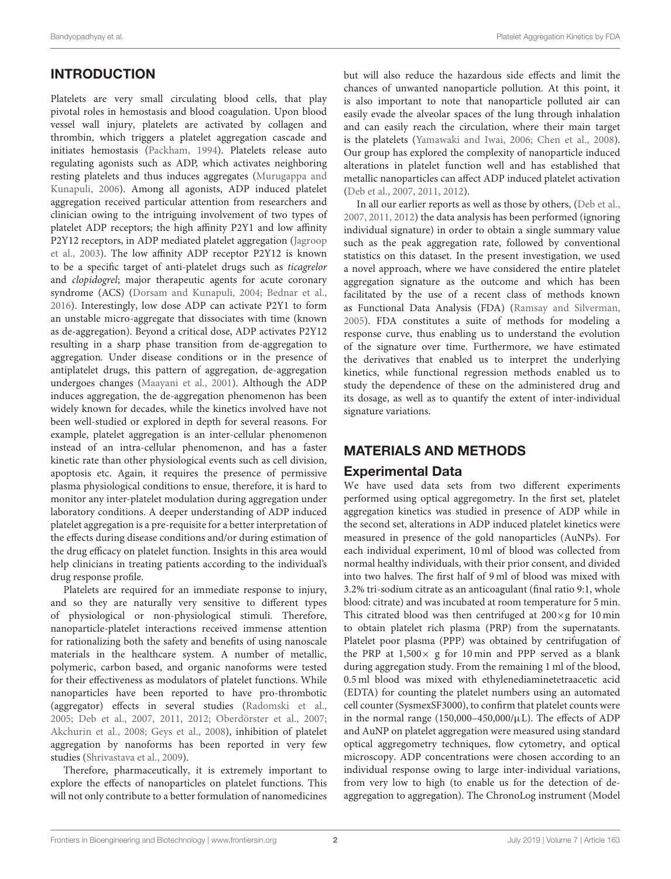## INTRODUCTION

Platelets are very small circulating blood cells, that play pivotal roles in hemostasis and blood coagulation. Upon blood vessel wall injury, platelets are activated by collagen and thrombin, which triggers a platelet aggregation cascade and initiates hemostasis (Packham, 1994). Platelets release auto regulating agonists such as ADP, which activates neighboring resting platelets and thus induces aggregates (Murugappa and Kunapuli, 2006). Among all agonists, ADP induced platelet aggregation received particular attention from researchers and clinician owing to the intriguing involvement of two types of platelet ADP receptors; the high affinity P2Y1 and low affinity P2Y12 receptors, in ADP mediated platelet aggregation (Jagroop et al., 2003). The low affinity ADP receptor P2Y12 is known to be a specific target of anti-platelet drugs such as *ticagrelor* and *clopidogrel*; major therapeutic agents for acute coronary syndrome (ACS) (Dorsam and Kunapuli, 2004; Bednar et al., 2016). Interestingly, low dose ADP can activate P2Y1 to form an unstable micro-aggregate that dissociates with time (known as de-aggregation). Beyond a critical dose, ADP activates P2Y12 resulting in a sharp phase transition from de-aggregation to aggregation. Under disease conditions or in the presence of antiplatelet drugs, this pattern of aggregation, de-aggregation undergoes changes (Maayani et al., 2001). Although the ADP induces aggregation, the de-aggregation phenomenon has been widely known for decades, while the kinetics involved have not been well-studied or explored in depth for several reasons. For example, platelet aggregation is an inter-cellular phenomenon instead of an intra-cellular phenomenon, and has a faster kinetic rate than other physiological events such as cell division, apoptosis etc. Again, it requires the presence of permissive plasma physiological conditions to ensue, therefore, it is hard to monitor any inter-platelet modulation during aggregation under laboratory conditions. A deeper understanding of ADP induced platelet aggregation is a pre-requisite for a better interpretation of the effects during disease conditions and/or during estimation of the drug efficacy on platelet function. Insights in this area would help clinicians in treating patients according to the individual's drug response profile.

Platelets are required for an immediate response to injury, and so they are naturally very sensitive to different types of physiological or non-physiological stimuli. Therefore, nanoparticle-platelet interactions received immense attention for rationalizing both the safety and benefits of using nanoscale materials in the healthcare system. A number of metallic, polymeric, carbon based, and organic nanoforms were tested for their effectiveness as modulators of platelet functions. While nanoparticles have been reported to have pro-thrombotic (aggregator) effects in several studies (Radomski et al., 2005; Deb et al., 2007, 2011, 2012; Oberdörster et al., 2007; Akchurin et al., 2008; Geys et al., 2008), inhibition of platelet aggregation by nanoforms has been reported in very few studies (Shrivastava et al., 2009).

Therefore, pharmaceutically, it is extremely important to explore the effects of nanoparticles on platelet functions. This will not only contribute to a better formulation of nanomedicines but will also reduce the hazardous side effects and limit the chances of unwanted nanoparticle pollution. At this point, it is also important to note that nanoparticle polluted air can easily evade the alveolar spaces of the lung through inhalation and can easily reach the circulation, where their main target is the platelets (Yamawaki and Iwai, 2006; Chen et al., 2008). Our group has explored the complexity of nanoparticle induced alterations in platelet function well and has established that metallic nanoparticles can affect ADP induced platelet activation (Deb et al., 2007, 2011, 2012).

In all our earlier reports as well as those by others, (Deb et al., 2007, 2011, 2012) the data analysis has been performed (ignoring individual signature) in order to obtain a single summary value such as the peak aggregation rate, followed by conventional statistics on this dataset. In the present investigation, we used a novel approach, where we have considered the entire platelet aggregation signature as the outcome and which has been facilitated by the use of a recent class of methods known as Functional Data Analysis (FDA) (Ramsay and Silverman, 2005). FDA constitutes a suite of methods for modeling a response curve, thus enabling us to understand the evolution of the signature over time. Furthermore, we have estimated the derivatives that enabled us to interpret the underlying kinetics, while functional regression methods enabled us to study the dependence of these on the administered drug and its dosage, as well as to quantify the extent of inter-individual signature variations.

## MATERIALS AND METHODS

### Experimental Data

We have used data sets from two different experiments performed using optical aggregometry. In the first set, platelet aggregation kinetics was studied in presence of ADP while in the second set, alterations in ADP induced platelet kinetics were measured in presence of the gold nanoparticles (AuNPs). For each individual experiment, 10 ml of blood was collected from normal healthy individuals, with their prior consent, and divided into two halves. The first half of 9 ml of blood was mixed with 3.2% tri-sodium citrate as an anticoagulant (final ratio 9:1, whole blood: citrate) and was incubated at room temperature for 5 min. This citrated blood was then centrifuged at 200×g for 10 min to obtain platelet rich plasma (PRP) from the supernatants. Platelet poor plasma (PPP) was obtained by centrifugation of the PRP at 1,500× g for 10 min and PPP served as a blank during aggregation study. From the remaining 1 ml of the blood, 0.5 ml blood was mixed with ethylenediaminetetraacetic acid (EDTA) for counting the platelet numbers using an automated cell counter (SysmexSF3000), to confirm that platelet counts were in the normal range (150,000–450,000/μL). The effects of ADP and AuNP on platelet aggregation were measured using standard optical aggregometry techniques, flow cytometry, and optical microscopy. ADP concentrations were chosen according to an individual response owing to large inter-individual variations, from very low to high (to enable us for the detection of de-aggregation to aggregation). The ChronoLog instrument (Model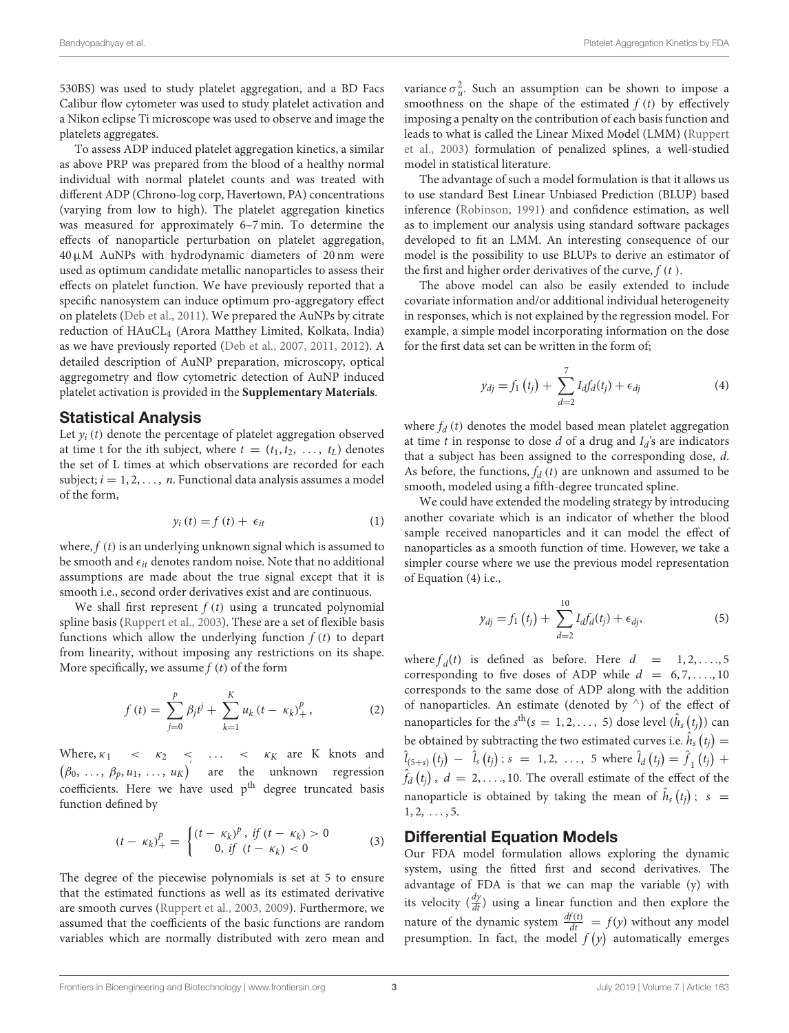530BS) was used to study platelet aggregation, and a BD Facs Calibur flow cytometer was used to study platelet activation and a Nikon eclipse Ti microscope was used to observe and image the platelets aggregates.

To assess ADP induced platelet aggregation kinetics, a similar as above PRP was prepared from the blood of a healthy normal individual with normal platelet counts and was treated with different ADP (Chrono-log corp, Havertown, PA) concentrations (varying from low to high). The platelet aggregation kinetics was measured for approximately 6–7 min. To determine the effects of nanoparticle perturbation on platelet aggregation, 40 μM AuNPs with hydrodynamic diameters of 20 nm were used as optimum candidate metallic nanoparticles to assess their effects on platelet function. We have previously reported that a specific nanosystem can induce optimum pro-aggregatory effect on platelets (Deb et al., 2011). We prepared the AuNPs by citrate reduction of $HAuCL_4$ (Arora Matthey Limited, Kolkata, India) as we have previously reported (Deb et al., 2007, 2011, 2012). A detailed description of AuNP preparation, microscopy, optical aggregometry and flow cytometric detection of AuNP induced platelet activation is provided in the **Supplementary Materials**.

## Statistical Analysis

Let $y_i(t)$ denote the percentage of platelet aggregation observed at time t for the ith subject, where $t = (t_1, t_2, \ldots, t_L)$ denotes the set of L times at which observations are recorded for each subject; $i = 1, 2, \ldots, n$. Functional data analysis assumes a model of the form,

$$y_i(t) = f(t) + \epsilon_{it} \tag{1}$$

where, $f(t)$ is an underlying unknown signal which is assumed to be smooth and $\epsilon_{it}$ denotes random noise. Note that no additional assumptions are made about the true signal except that it is smooth i.e., second order derivatives exist and are continuous.

We shall first represent $f(t)$ using a truncated polynomial spline basis (Ruppert et al., 2003). These are a set of flexible basis functions which allow the underlying function $f(t)$ to depart from linearity, without imposing any restrictions on its shape. More specifically, we assume $f(t)$ of the form

$$f(t) = \sum_{j=0}^{p} \beta_j t^j + \sum_{k=1}^{K} u_k (t - \kappa_k)_+^p, \tag{2}$$

Where, $\kappa_1 < \kappa_2 < \ldots < \kappa_K$ are K knots and $(\beta_0, \ldots, \beta_p, u_1, \ldots, u_K)'$ are the unknown regression coefficients. Here we have used $p^{\text{th}}$ degree truncated basis function defined by

$$(t - \kappa_k)_+^p = \begin{cases} (t - \kappa_k)^p, & if\ (t - \kappa_k) > 0 \\ 0, & if\ (t - \kappa_k) < 0 \end{cases} \tag{3}$$

The degree of the piecewise polynomials is set at 5 to ensure that the estimated functions as well as its estimated derivative are smooth curves (Ruppert et al., 2003, 2009). Furthermore, we assumed that the coefficients of the basic functions are random variables which are normally distributed with zero mean and variance $\sigma_u^2$. Such an assumption can be shown to impose a smoothness on the shape of the estimated $f(t)$ by effectively imposing a penalty on the contribution of each basis function and leads to what is called the Linear Mixed Model (LMM) (Ruppert et al., 2003) formulation of penalized splines, a well-studied model in statistical literature.

The advantage of such a model formulation is that it allows us to use standard Best Linear Unbiased Prediction (BLUP) based inference (Robinson, 1991) and confidence estimation, as well as to implement our analysis using standard software packages developed to fit an LMM. An interesting consequence of our model is the possibility to use BLUPs to derive an estimator of the first and higher order derivatives of the curve, $f(t)$.

The above model can also be easily extended to include covariate information and/or additional individual heterogeneity in responses, which is not explained by the regression model. For example, a simple model incorporating information on the dose for the first data set can be written in the form of;

$$y_{dj} = f_1(t_j) + \sum_{d=2}^{7} I_d f_d(t_j) + \epsilon_{dj} \tag{4}$$

where $f_d(t)$ denotes the model based mean platelet aggregation at time $t$ in response to dose $d$ of a drug and $I_d$'s are indicators that a subject has been assigned to the corresponding dose, $d$. As before, the functions, $f_d(t)$ are unknown and assumed to be smooth, modeled using a fifth-degree truncated spline.

We could have extended the modeling strategy by introducing another covariate which is an indicator of whether the blood sample received nanoparticles and it can model the effect of nanoparticles as a smooth function of time. However, we take a simpler course where we use the previous model representation of Equation (4) i.e.,

$$y_{dj} = f_1(t_j) + \sum_{d=2}^{10} I_d f_d(t_j) + \epsilon_{dj}, \tag{5}$$

where $f_d(t)$ is defined as before. Here $d = 1, 2, \ldots, 5$ corresponding to five doses of ADP while $d = 6, 7, \ldots, 10$ corresponds to the same dose of ADP along with the addition of nanoparticles. An estimate (denoted by ^) of the effect of nanoparticles for the $s^{\text{th}}(s = 1, 2, \ldots, 5)$ dose level ($\hat{h}_s(t_j)$) can be obtained by subtracting the two estimated curves i.e. $\hat{h}_s(t_j) = \hat{l}_{(5+s)}(t_j) - \hat{l}_s(t_j)$; $s = 1, 2, \ldots, 5$ where $\hat{l}_d(t_j) = \hat{f}_1(t_j) + \hat{f}_d(t_j)$, $d = 2, \ldots, 10$. The overall estimate of the effect of the nanoparticle is obtained by taking the mean of $\hat{h}_s(t_j)$; $s = 1, 2, \ldots, 5$.

## Differential Equation Models

Our FDA model formulation allows exploring the dynamic system, using the fitted first and second derivatives. The advantage of FDA is that we can map the variable (y) with its velocity ($\frac{dy}{dt}$) using a linear function and then explore the nature of the dynamic system $\frac{df(t)}{dt} = f(y)$ without any model presumption. In fact, the model $f(y)$ automatically emerges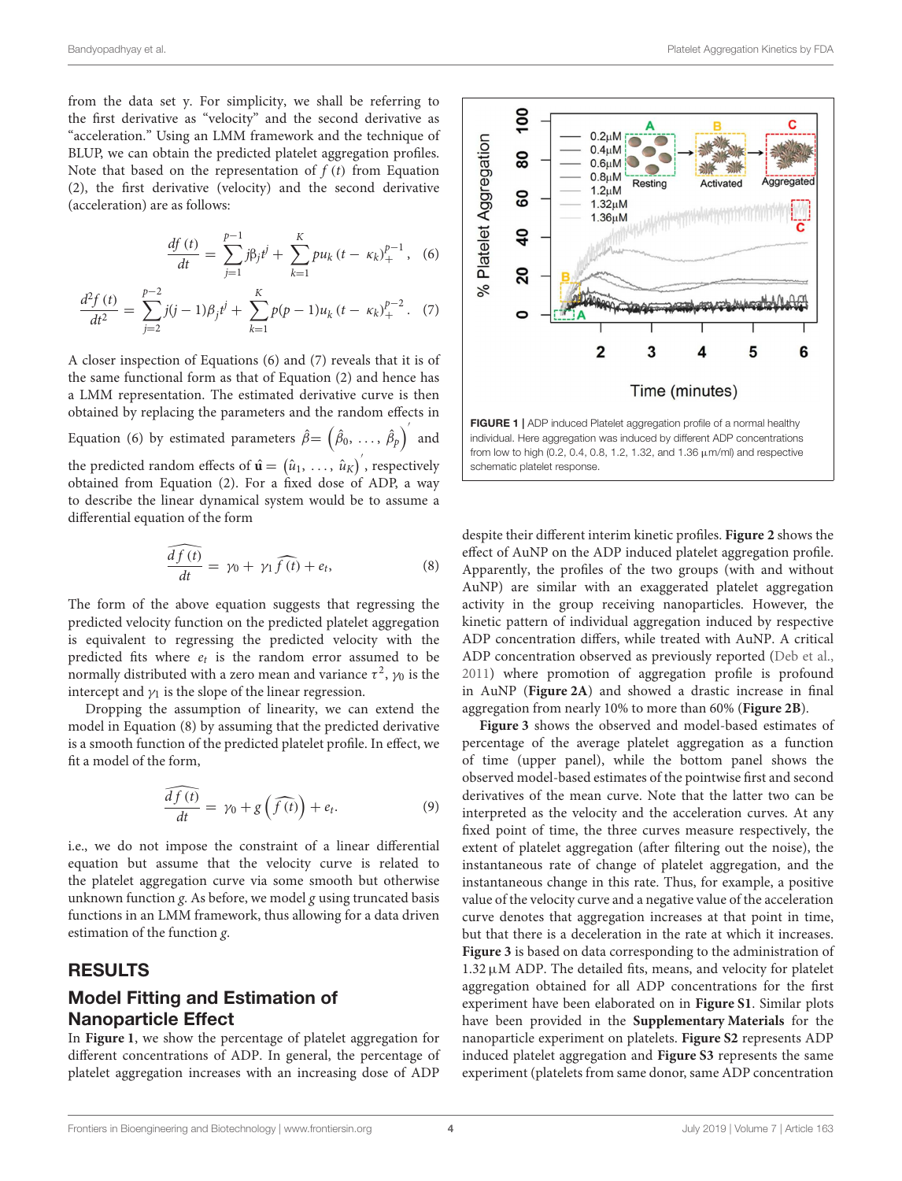from the data set y. For simplicity, we shall be referring to the first derivative as "velocity" and the second derivative as "acceleration." Using an LMM framework and the technique of BLUP, we can obtain the predicted platelet aggregation profiles. Note that based on the representation of $f(t)$ from Equation (2), the first derivative (velocity) and the second derivative (acceleration) are as follows:

$$\frac{df(t)}{dt} = \sum_{j=1}^{p-1} j\beta_j t^j + \sum_{k=1}^{K} pu_k (t - \kappa_k)_+^{p-1}, \quad (6)$$

$$\frac{d^2f(t)}{dt^2} = \sum_{j=2}^{p-2} j(j-1)\beta_j t^j + \sum_{k=1}^{K} p(p-1)u_k (t - \kappa_k)_+^{p-2}. \quad (7)$$

A closer inspection of Equations (6) and (7) reveals that it is of the same functional form as that of Equation (2) and hence has a LMM representation. The estimated derivative curve is then obtained by replacing the parameters and the random effects in Equation (6) by estimated parameters $\hat{\beta} = \left(\hat{\beta}_0, \ldots, \hat{\beta}_p\right)'$ and the predicted random effects of $\hat{\mathbf{u}} = \left(\hat{u}_1, \ldots, \hat{u}_K\right)'$, respectively obtained from Equation (2). For a fixed dose of ADP, a way to describe the linear dynamical system would be to assume a differential equation of the form

$$\widehat{\frac{df(t)}{dt}} = \gamma_0 + \gamma_1 \widehat{f(t)} + e_t, \quad (8)$$

The form of the above equation suggests that regressing the predicted velocity function on the predicted platelet aggregation is equivalent to regressing the predicted velocity with the predicted fits where $e_t$ is the random error assumed to be normally distributed with a zero mean and variance $\tau^2$, $\gamma_0$ is the intercept and $\gamma_1$ is the slope of the linear regression.

Dropping the assumption of linearity, we can extend the model in Equation (8) by assuming that the predicted derivative is a smooth function of the predicted platelet profile. In effect, we fit a model of the form,

$$\widehat{\frac{df(t)}{dt}} = \gamma_0 + g\left(\widehat{f(t)}\right) + e_t. \quad (9)$$

i.e., we do not impose the constraint of a linear differential equation but assume that the velocity curve is related to the platelet aggregation curve via some smooth but otherwise unknown function $g$. As before, we model $g$ using truncated basis functions in an LMM framework, thus allowing for a data driven estimation of the function $g$.

## RESULTS

### Model Fitting and Estimation of Nanoparticle Effect

In **Figure 1**, we show the percentage of platelet aggregation for different concentrations of ADP. In general, the percentage of platelet aggregation increases with an increasing dose of ADP despite their different interim kinetic profiles. **Figure 2** shows the effect of AuNP on the ADP induced platelet aggregation profile. Apparently, the profiles of the two groups (with and without AuNP) are similar with an exaggerated platelet aggregation activity in the group receiving nanoparticles. However, the kinetic pattern of individual aggregation induced by respective ADP concentration differs, while treated with AuNP. A critical ADP concentration observed as previously reported (Deb et al., 2011) where promotion of aggregation profile is profound in AuNP (**Figure 2A**) and showed a drastic increase in final aggregation from nearly 10% to more than 60% (**Figure 2B**).

**FIGURE 1 |** ADP induced Platelet aggregation profile of a normal healthy individual. Here aggregation was induced by different ADP concentrations from low to high (0.2, 0.4, 0.8, 1.2, 1.32, and 1.36 µm/ml) and respective schematic platelet response.

**Figure 3** shows the observed and model-based estimates of percentage of the average platelet aggregation as a function of time (upper panel), while the bottom panel shows the observed model-based estimates of the pointwise first and second derivatives of the mean curve. Note that the latter two can be interpreted as the velocity and the acceleration curves. At any fixed point of time, the three curves measure respectively, the extent of platelet aggregation (after filtering out the noise), the instantaneous rate of change of platelet aggregation, and the instantaneous change in this rate. Thus, for example, a positive value of the velocity curve and a negative value of the acceleration curve denotes that aggregation increases at that point in time, but that there is a deceleration in the rate at which it increases. **Figure 3** is based on data corresponding to the administration of 1.32 µM ADP. The detailed fits, means, and velocity for platelet aggregation obtained for all ADP concentrations for the first experiment have been elaborated on in **Figure S1**. Similar plots have been provided in the **Supplementary Materials** for the nanoparticle experiment on platelets. **Figure S2** represents ADP induced platelet aggregation and **Figure S3** represents the same experiment (platelets from same donor, same ADP concentration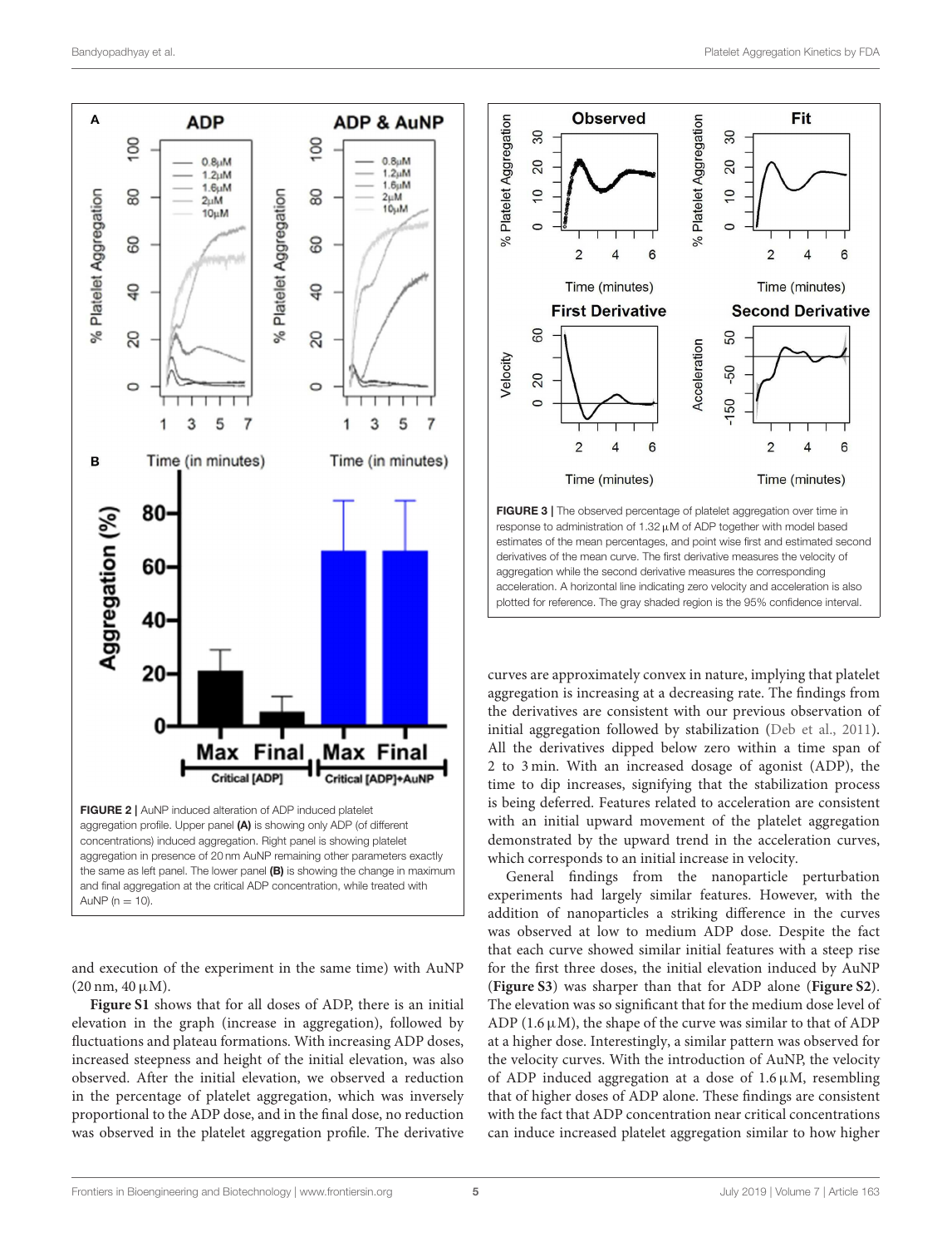FIGURE 2 | AuNP induced alteration of ADP induced platelet aggregation profile. Upper panel **(A)** is showing only ADP (of different concentrations) induced aggregation. Right panel is showing platelet aggregation in presence of 20 nm AuNP remaining other parameters exactly the same as left panel. The lower panel **(B)** is showing the change in maximum and final aggregation at the critical ADP concentration, while treated with AuNP (n = 10).

FIGURE 3 | The observed percentage of platelet aggregation over time in response to administration of 1.32 μM of ADP together with model based estimates of the mean percentages, and point wise first and estimated second derivatives of the mean curve. The first derivative measures the velocity of aggregation while the second derivative measures the corresponding acceleration. A horizontal line indicating zero velocity and acceleration is also plotted for reference. The gray shaded region is the 95% confidence interval.

and execution of the experiment in the same time) with AuNP (20 nm, 40 μM).

**Figure S1** shows that for all doses of ADP, there is an initial elevation in the graph (increase in aggregation), followed by fluctuations and plateau formations. With increasing ADP doses, increased steepness and height of the initial elevation, was also observed. After the initial elevation, we observed a reduction in the percentage of platelet aggregation, which was inversely proportional to the ADP dose, and in the final dose, no reduction was observed in the platelet aggregation profile. The derivative curves are approximately convex in nature, implying that platelet aggregation is increasing at a decreasing rate. The findings from the derivatives are consistent with our previous observation of initial aggregation followed by stabilization (Deb et al., 2011). All the derivatives dipped below zero within a time span of 2 to 3 min. With an increased dosage of agonist (ADP), the time to dip increases, signifying that the stabilization process is being deferred. Features related to acceleration are consistent with an initial upward movement of the platelet aggregation demonstrated by the upward trend in the acceleration curves, which corresponds to an initial increase in velocity.

General findings from the nanoparticle perturbation experiments had largely similar features. However, with the addition of nanoparticles a striking difference in the curves was observed at low to medium ADP dose. Despite the fact that each curve showed similar initial features with a steep rise for the first three doses, the initial elevation induced by AuNP (**Figure S3**) was sharper than that for ADP alone (**Figure S2**). The elevation was so significant that for the medium dose level of ADP (1.6 μM), the shape of the curve was similar to that of ADP at a higher dose. Interestingly, a similar pattern was observed for the velocity curves. With the introduction of AuNP, the velocity of ADP induced aggregation at a dose of 1.6 μM, resembling that of higher doses of ADP alone. These findings are consistent with the fact that ADP concentration near critical concentrations can induce increased platelet aggregation similar to how higher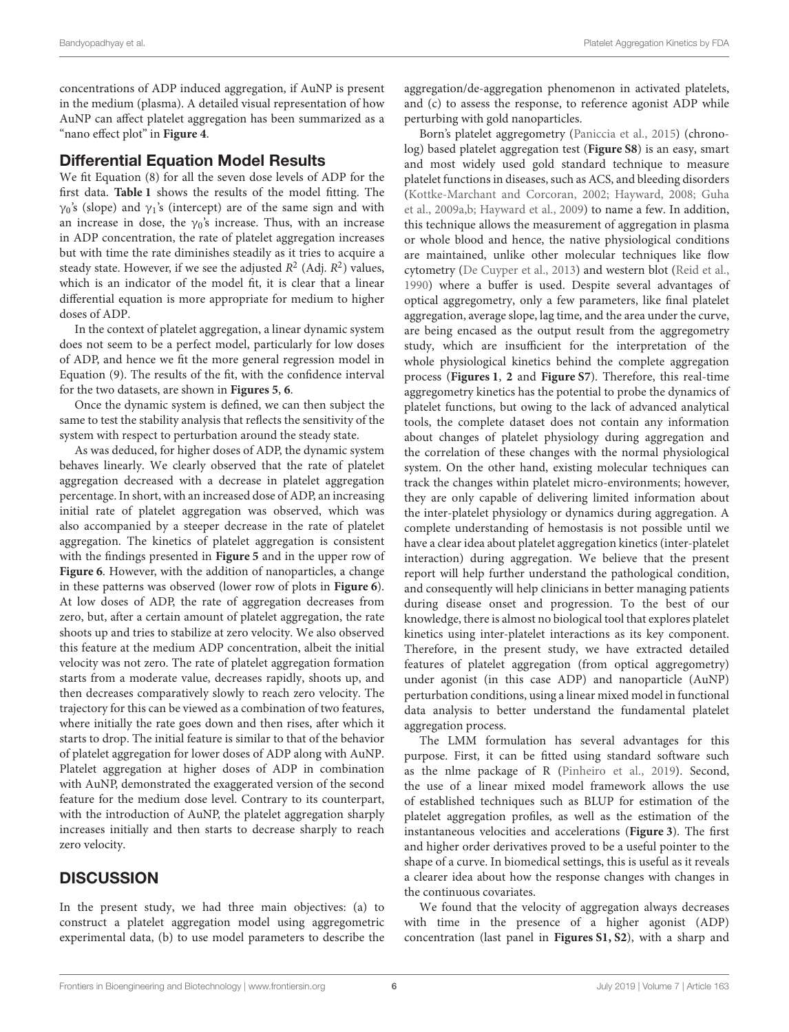concentrations of ADP induced aggregation, if AuNP is present in the medium (plasma). A detailed visual representation of how AuNP can affect platelet aggregation has been summarized as a "nano effect plot" in **Figure 4**.

## Differential Equation Model Results

We fit Equation (8) for all the seven dose levels of ADP for the first data. **Table 1** shows the results of the model fitting. The $\gamma_0$'s (slope) and $\gamma_1$'s (intercept) are of the same sign and with an increase in dose, the $\gamma_0$'s increase. Thus, with an increase in ADP concentration, the rate of platelet aggregation increases but with time the rate diminishes steadily as it tries to acquire a steady state. However, if we see the adjusted $R^2$ (Adj. $R^2$) values, which is an indicator of the model fit, it is clear that a linear differential equation is more appropriate for medium to higher doses of ADP.

In the context of platelet aggregation, a linear dynamic system does not seem to be a perfect model, particularly for low doses of ADP, and hence we fit the more general regression model in Equation (9). The results of the fit, with the confidence interval for the two datasets, are shown in **Figures 5**, **6**.

Once the dynamic system is defined, we can then subject the same to test the stability analysis that reflects the sensitivity of the system with respect to perturbation around the steady state.

As was deduced, for higher doses of ADP, the dynamic system behaves linearly. We clearly observed that the rate of platelet aggregation decreased with a decrease in platelet aggregation percentage. In short, with an increased dose of ADP, an increasing initial rate of platelet aggregation was observed, which was also accompanied by a steeper decrease in the rate of platelet aggregation. The kinetics of platelet aggregation is consistent with the findings presented in **Figure 5** and in the upper row of **Figure 6**. However, with the addition of nanoparticles, a change in these patterns was observed (lower row of plots in **Figure 6**). At low doses of ADP, the rate of aggregation decreases from zero, but, after a certain amount of platelet aggregation, the rate shoots up and tries to stabilize at zero velocity. We also observed this feature at the medium ADP concentration, albeit the initial velocity was not zero. The rate of platelet aggregation formation starts from a moderate value, decreases rapidly, shoots up, and then decreases comparatively slowly to reach zero velocity. The trajectory for this can be viewed as a combination of two features, where initially the rate goes down and then rises, after which it starts to drop. The initial feature is similar to that of the behavior of platelet aggregation for lower doses of ADP along with AuNP. Platelet aggregation at higher doses of ADP in combination with AuNP, demonstrated the exaggerated version of the second feature for the medium dose level. Contrary to its counterpart, with the introduction of AuNP, the platelet aggregation sharply increases initially and then starts to decrease sharply to reach zero velocity.

# DISCUSSION

In the present study, we had three main objectives: (a) to construct a platelet aggregation model using aggregometric experimental data, (b) to use model parameters to describe the aggregation/de-aggregation phenomenon in activated platelets, and (c) to assess the response, to reference agonist ADP while perturbing with gold nanoparticles.

Born's platelet aggregometry (Paniccia et al., 2015) (chronolog) based platelet aggregation test (**Figure S8**) is an easy, smart and most widely used gold standard technique to measure platelet functions in diseases, such as ACS, and bleeding disorders (Kottke-Marchant and Corcoran, 2002; Hayward, 2008; Guha et al., 2009a,b; Hayward et al., 2009) to name a few. In addition, this technique allows the measurement of aggregation in plasma or whole blood and hence, the native physiological conditions are maintained, unlike other molecular techniques like flow cytometry (De Cuyper et al., 2013) and western blot (Reid et al., 1990) where a buffer is used. Despite several advantages of optical aggregometry, only a few parameters, like final platelet aggregation, average slope, lag time, and the area under the curve, are being encased as the output result from the aggregometry study, which are insufficient for the interpretation of the whole physiological kinetics behind the complete aggregation process (**Figures 1**, **2** and **Figure S7**). Therefore, this real-time aggregometry kinetics has the potential to probe the dynamics of platelet functions, but owing to the lack of advanced analytical tools, the complete dataset does not contain any information about changes of platelet physiology during aggregation and the correlation of these changes with the normal physiological system. On the other hand, existing molecular techniques can track the changes within platelet micro-environments; however, they are only capable of delivering limited information about the inter-platelet physiology or dynamics during aggregation. A complete understanding of hemostasis is not possible until we have a clear idea about platelet aggregation kinetics (inter-platelet interaction) during aggregation. We believe that the present report will help further understand the pathological condition, and consequently will help clinicians in better managing patients during disease onset and progression. To the best of our knowledge, there is almost no biological tool that explores platelet kinetics using inter-platelet interactions as its key component. Therefore, in the present study, we have extracted detailed features of platelet aggregation (from optical aggregometry) under agonist (in this case ADP) and nanoparticle (AuNP) perturbation conditions, using a linear mixed model in functional data analysis to better understand the fundamental platelet aggregation process.

The LMM formulation has several advantages for this purpose. First, it can be fitted using standard software such as the nlme package of R (Pinheiro et al., 2019). Second, the use of a linear mixed model framework allows the use of established techniques such as BLUP for estimation of the platelet aggregation profiles, as well as the estimation of the instantaneous velocities and accelerations (**Figure 3**). The first and higher order derivatives proved to be a useful pointer to the shape of a curve. In biomedical settings, this is useful as it reveals a clearer idea about how the response changes with changes in the continuous covariates.

We found that the velocity of aggregation always decreases with time in the presence of a higher agonist (ADP) concentration (last panel in **Figures S1, S2**), with a sharp and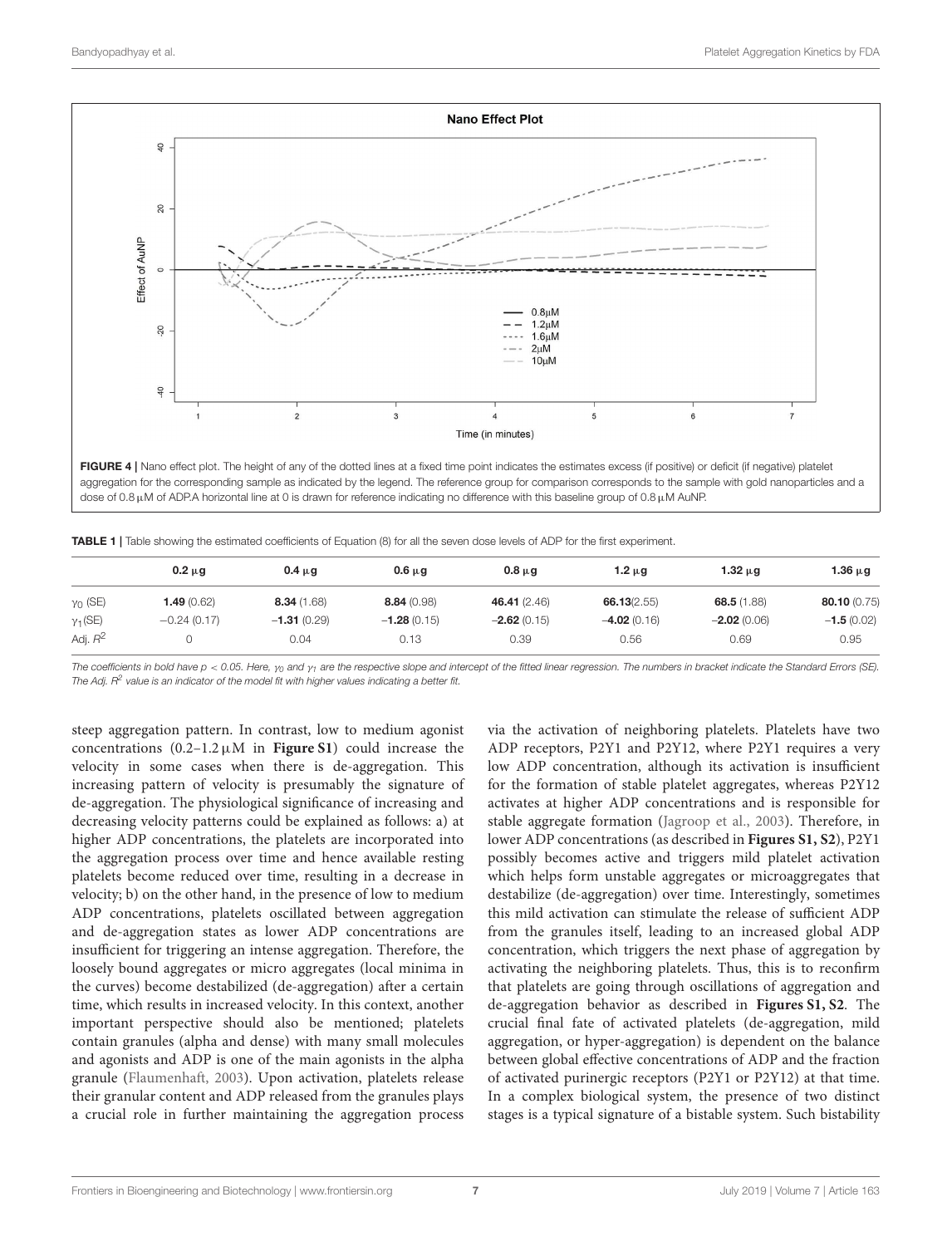**FIGURE 4 |** Nano effect plot. The height of any of the dotted lines at a fixed time point indicates the estimates excess (if positive) or deficit (if negative) platelet aggregation for the corresponding sample as indicated by the legend. The reference group for comparison corresponds to the sample with gold nanoparticles and a dose of 0.8 μM of ADP.A horizontal line at 0 is drawn for reference indicating no difference with this baseline group of 0.8 μM AuNP.

**TABLE 1 |** Table showing the estimated coefficients of Equation (8) for all the seven dose levels of ADP for the first experiment.

| | 0.2 μg | 0.4 μg | 0.6 μg | 0.8 μg | 1.2 μg | 1.32 μg | 1.36 μg |
|---|---|---|---|---|---|---|---|
| $\gamma_0$ (SE) | **1.49** (0.62) | **8.34** (1.68) | **8.84** (0.98) | **46.41** (2.46) | **66.13**(2.55) | **68.5** (1.88) | **80.10** (0.75) |
| $\gamma_1$(SE) | −0.24 (0.17) | **−1.31** (0.29) | **−1.28** (0.15) | **−2.62** (0.15) | **−4.02** (0.16) | **−2.02** (0.06) | **−1.5** (0.02) |
| Adj. $R^2$ | 0 | 0.04 | 0.13 | 0.39 | 0.56 | 0.69 | 0.95 |

*The coefficients in bold have $p < 0.05$. Here, $\gamma_0$ and $\gamma_1$ are the respective slope and intercept of the fitted linear regression. The numbers in bracket indicate the Standard Errors (SE). The Adj. $R^2$ value is an indicator of the model fit with higher values indicating a better fit.*

steep aggregation pattern. In contrast, low to medium agonist concentrations (0.2–1.2 μM in **Figure S1**) could increase the velocity in some cases when there is de-aggregation. This increasing pattern of velocity is presumably the signature of de-aggregation. The physiological significance of increasing and decreasing velocity patterns could be explained as follows: a) at higher ADP concentrations, the platelets are incorporated into the aggregation process over time and hence available resting platelets become reduced over time, resulting in a decrease in velocity; b) on the other hand, in the presence of low to medium ADP concentrations, platelets oscillated between aggregation and de-aggregation states as lower ADP concentrations are insufficient for triggering an intense aggregation. Therefore, the loosely bound aggregates or micro aggregates (local minima in the curves) become destabilized (de-aggregation) after a certain time, which results in increased velocity. In this context, another important perspective should also be mentioned; platelets contain granules (alpha and dense) with many small molecules and agonists and ADP is one of the main agonists in the alpha granule (Flaumenhaft, 2003). Upon activation, platelets release their granular content and ADP released from the granules plays a crucial role in further maintaining the aggregation process via the activation of neighboring platelets. Platelets have two ADP receptors, P2Y1 and P2Y12, where P2Y1 requires a very low ADP concentration, although its activation is insufficient for the formation of stable platelet aggregates, whereas P2Y12 activates at higher ADP concentrations and is responsible for stable aggregate formation (Jagroop et al., 2003). Therefore, in lower ADP concentrations (as described in **Figures S1, S2**), P2Y1 possibly becomes active and triggers mild platelet activation which helps form unstable aggregates or microaggregates that destabilize (de-aggregation) over time. Interestingly, sometimes this mild activation can stimulate the release of sufficient ADP from the granules itself, leading to an increased global ADP concentration, which triggers the next phase of aggregation by activating the neighboring platelets. Thus, this is to reconfirm that platelets are going through oscillations of aggregation and de-aggregation behavior as described in **Figures S1, S2**. The crucial final fate of activated platelets (de-aggregation, mild aggregation, or hyper-aggregation) is dependent on the balance between global effective concentrations of ADP and the fraction of activated purinergic receptors (P2Y1 or P2Y12) at that time. In a complex biological system, the presence of two distinct stages is a typical signature of a bistable system. Such bistability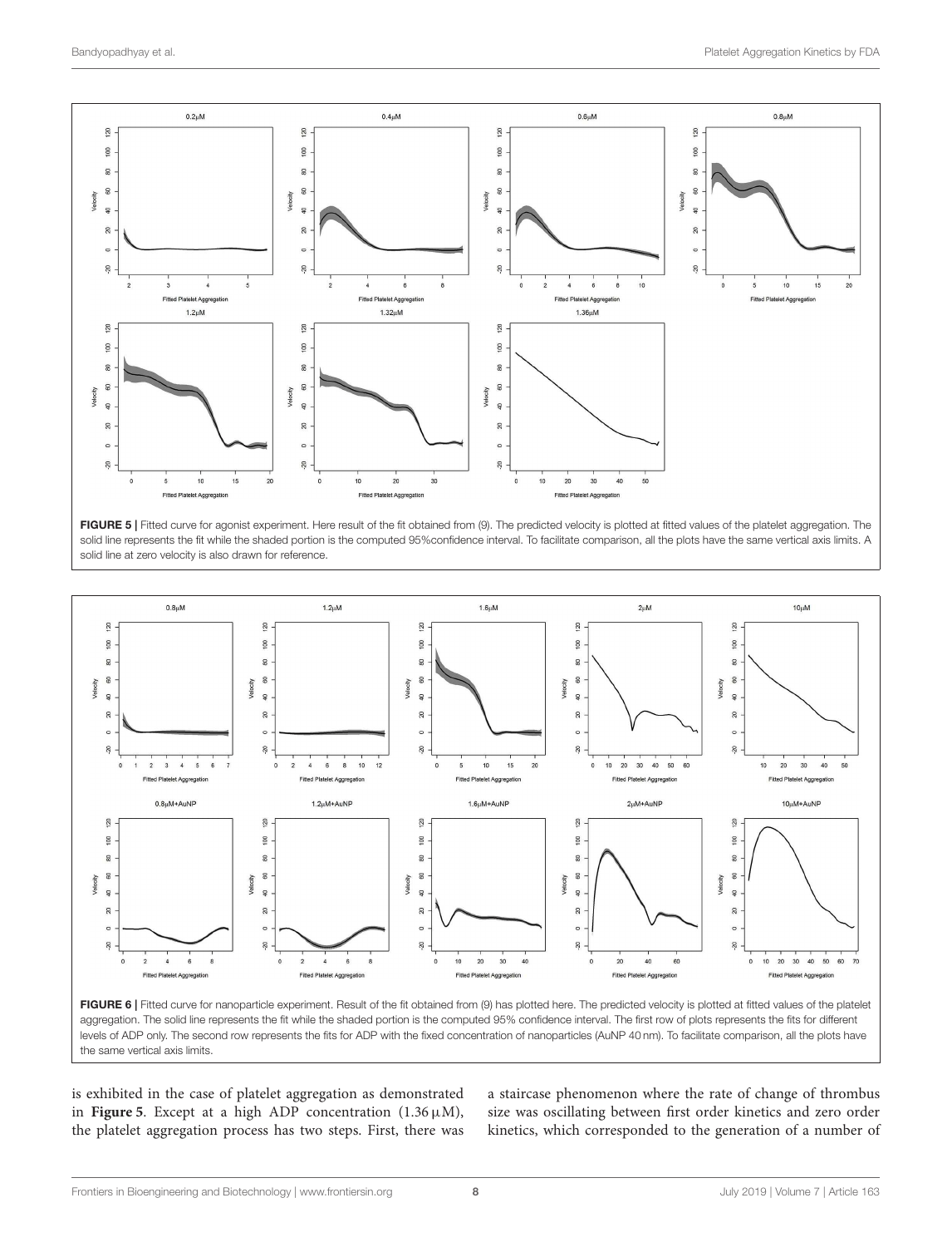FIGURE 5 | Fitted curve for agonist experiment. Here result of the fit obtained from (9). The predicted velocity is plotted at fitted values of the platelet aggregation. The solid line represents the fit while the shaded portion is the computed 95%confidence interval. To facilitate comparison, all the plots have the same vertical axis limits. A solid line at zero velocity is also drawn for reference.

FIGURE 6 | Fitted curve for nanoparticle experiment. Result of the fit obtained from (9) has plotted here. The predicted velocity is plotted at fitted values of the platelet aggregation. The solid line represents the fit while the shaded portion is the computed 95% confidence interval. The first row of plots represents the fits for different levels of ADP only. The second row represents the fits for ADP with the fixed concentration of nanoparticles (AuNP 40 nm). To facilitate comparison, all the plots have the same vertical axis limits.

is exhibited in the case of platelet aggregation as demonstrated in **Figure 5**. Except at a high ADP concentration (1.36 μM), the platelet aggregation process has two steps. First, there was a staircase phenomenon where the rate of change of thrombus size was oscillating between first order kinetics and zero order kinetics, which corresponded to the generation of a number of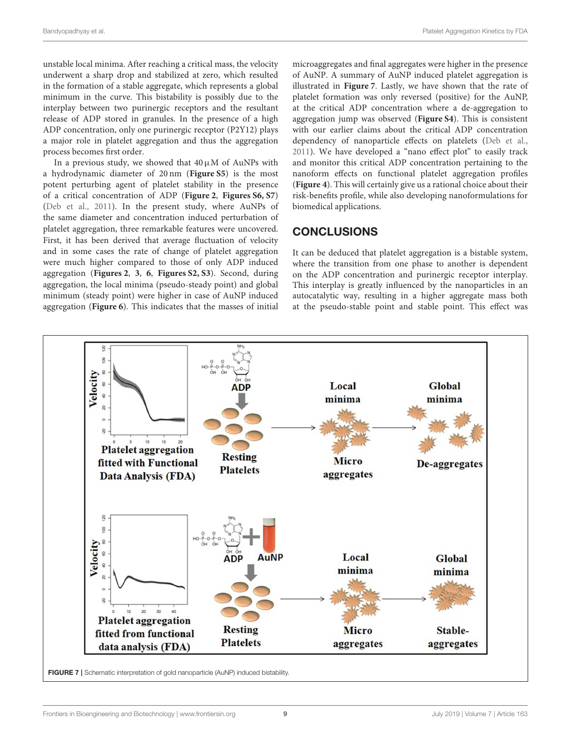unstable local minima. After reaching a critical mass, the velocity underwent a sharp drop and stabilized at zero, which resulted in the formation of a stable aggregate, which represents a global minimum in the curve. This bistability is possibly due to the interplay between two purinergic receptors and the resultant release of ADP stored in granules. In the presence of a high ADP concentration, only one purinergic receptor (P2Y12) plays a major role in platelet aggregation and thus the aggregation process becomes first order.

In a previous study, we showed that 40 μM of AuNPs with a hydrodynamic diameter of 20 nm (**Figure S5**) is the most potent perturbing agent of platelet stability in the presence of a critical concentration of ADP (**Figure 2**, **Figures S6, S7**) (Deb et al., 2011). In the present study, where AuNPs of the same diameter and concentration induced perturbation of platelet aggregation, three remarkable features were uncovered. First, it has been derived that average fluctuation of velocity and in some cases the rate of change of platelet aggregation were much higher compared to those of only ADP induced aggregation (**Figures 2**, **3**, **6**, **Figures S2, S3**). Second, during aggregation, the local minima (pseudo-steady point) and global minimum (steady point) were higher in case of AuNP induced aggregation (**Figure 6**). This indicates that the masses of initial microaggregates and final aggregates were higher in the presence of AuNP. A summary of AuNP induced platelet aggregation is illustrated in **Figure 7**. Lastly, we have shown that the rate of platelet formation was only reversed (positive) for the AuNP, at the critical ADP concentration where a de-aggregation to aggregation jump was observed (**Figure S4**). This is consistent with our earlier claims about the critical ADP concentration dependency of nanoparticle effects on platelets (Deb et al., 2011). We have developed a "nano effect plot" to easily track and monitor this critical ADP concentration pertaining to the nanoform effects on functional platelet aggregation profiles (**Figure 4**). This will certainly give us a rational choice about their risk-benefits profile, while also developing nanoformulations for biomedical applications.

## CONCLUSIONS

It can be deduced that platelet aggregation is a bistable system, where the transition from one phase to another is dependent on the ADP concentration and purinergic receptor interplay. This interplay is greatly influenced by the nanoparticles in an autocatalytic way, resulting in a higher aggregate mass both at the pseudo-stable point and stable point. This effect was

**FIGURE 7** | Schematic interpretation of gold nanoparticle (AuNP) induced bistability.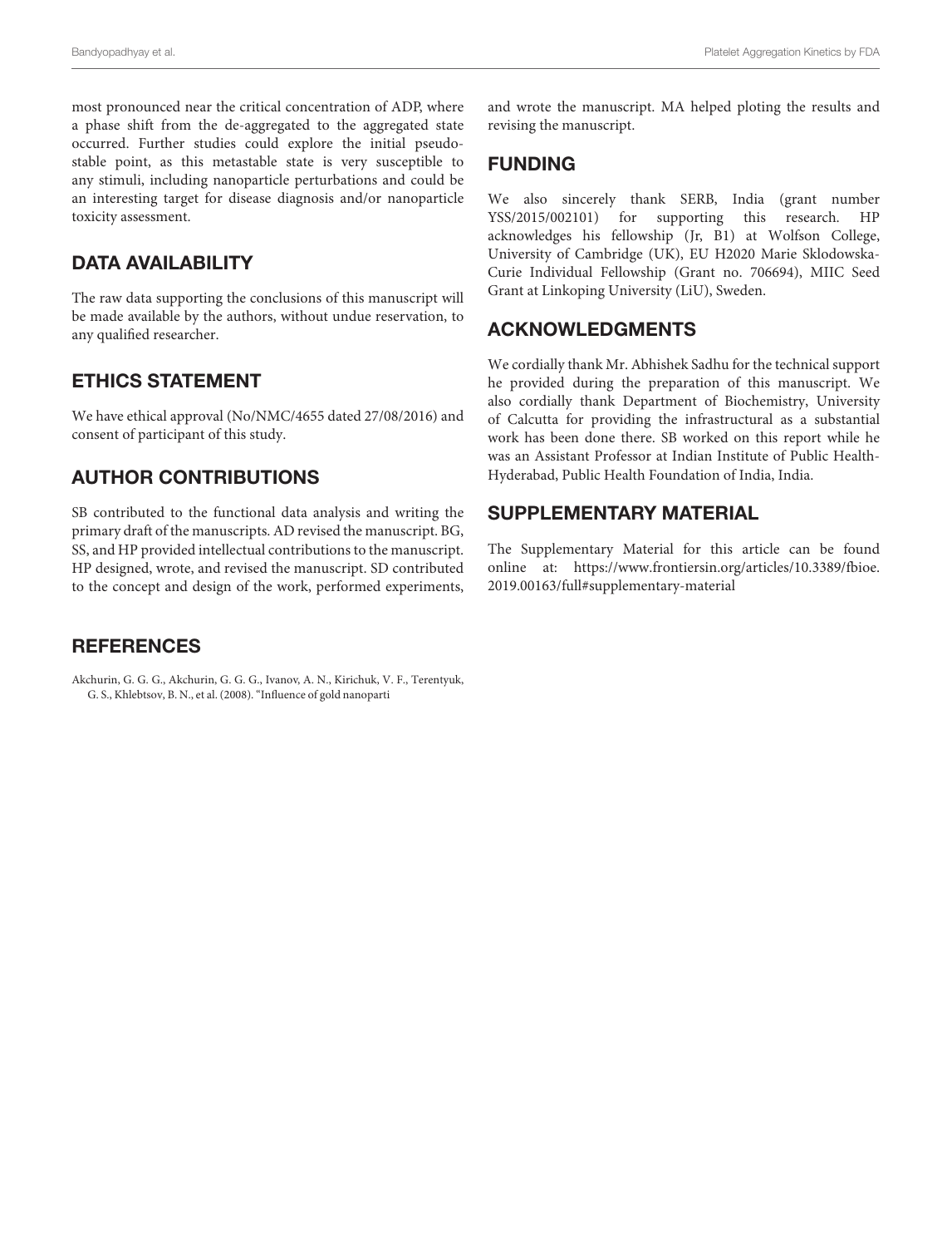most pronounced near the critical concentration of ADP, where a phase shift from the de-aggregated to the aggregated state occurred. Further studies could explore the initial pseudo-stable point, as this metastable state is very susceptible to any stimuli, including nanoparticle perturbations and could be an interesting target for disease diagnosis and/or nanoparticle toxicity assessment.

## DATA AVAILABILITY

The raw data supporting the conclusions of this manuscript will be made available by the authors, without undue reservation, to any qualified researcher.

## ETHICS STATEMENT

We have ethical approval (No/NMC/4655 dated 27/08/2016) and consent of participant of this study.

## AUTHOR CONTRIBUTIONS

SB contributed to the functional data analysis and writing the primary draft of the manuscripts. AD revised the manuscript. BG, SS, and HP provided intellectual contributions to the manuscript. HP designed, wrote, and revised the manuscript. SD contributed to the concept and design of the work, performed experiments, and wrote the manuscript. MA helped ploting the results and revising the manuscript.

## FUNDING

We also sincerely thank SERB, India (grant number YSS/2015/002101) for supporting this research. HP acknowledges his fellowship (Jr, B1) at Wolfson College, University of Cambridge (UK), EU H2020 Marie Sklodowska-Curie Individual Fellowship (Grant no. 706694), MIIC Seed Grant at Linkoping University (LiU), Sweden.

## ACKNOWLEDGMENTS

We cordially thank Mr. Abhishek Sadhu for the technical support he provided during the preparation of this manuscript. We also cordially thank Department of Biochemistry, University of Calcutta for providing the infrastructural as a substantial work has been done there. SB worked on this report while he was an Assistant Professor at Indian Institute of Public Health-Hyderabad, Public Health Foundation of India, India.

## SUPPLEMENTARY MATERIAL

The Supplementary Material for this article can be found online at: https://www.frontiersin.org/articles/10.3389/fbioe.2019.00163/full#supplementary-material

## REFERENCES

Akchurin, G. G. G., Akchurin, G. G. G., Ivanov, A. N., Kirichuk, V. F., Terentyuk, G. S., Khlebtsov, B. N., et al. (2008). "Influence of gold nanoparti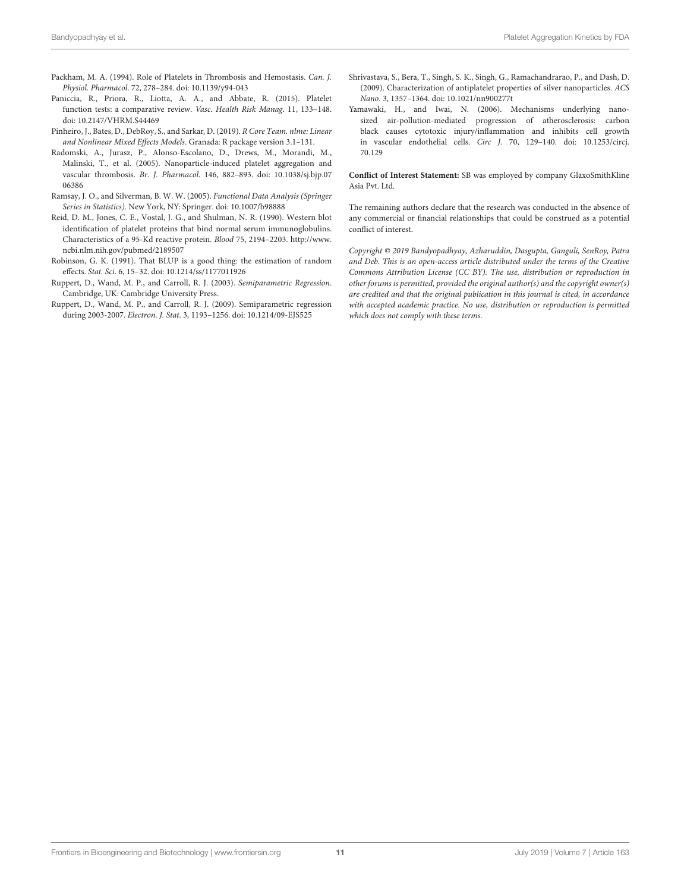Packham, M. A. (1994). Role of Platelets in Thrombosis and Hemostasis. *Can. J. Physiol. Pharmacol.* 72, 278–284. doi: 10.1139/y94-043

Paniccia, R., Priora, R., Liotta, A. A., and Abbate, R. (2015). Platelet function tests: a comparative review. *Vasc. Health Risk Manag.* 11, 133–148. doi: 10.2147/VHRM.S44469

Pinheiro, J., Bates, D., DebRoy, S., and Sarkar, D. (2019). *R Core Team. nlme: Linear and Nonlinear Mixed Effects Models*. Granada: R package version 3.1–131.

Radomski, A., Jurasz, P., Alonso-Escolano, D., Drews, M., Morandi, M., Malinski, T., et al. (2005). Nanoparticle-induced platelet aggregation and vascular thrombosis. *Br. J. Pharmacol.* 146, 882–893. doi: 10.1038/sj.bjp.0706386

Ramsay, J. O., and Silverman, B. W. W. (2005). *Functional Data Analysis (Springer Series in Statistics)*. New York, NY: Springer. doi: 10.1007/b98888

Reid, D. M., Jones, C. E., Vostal, J. G., and Shulman, N. R. (1990). Western blot identification of platelet proteins that bind normal serum immunoglobulins. Characteristics of a 95-Kd reactive protein. *Blood* 75, 2194–2203. http://www.ncbi.nlm.nih.gov/pubmed/2189507

Robinson, G. K. (1991). That BLUP is a good thing: the estimation of random effects. *Stat. Sci.* 6, 15–32. doi: 10.1214/ss/1177011926

Ruppert, D., Wand, M. P., and Carroll, R. J. (2003). *Semiparametric Regression*. Cambridge, UK: Cambridge University Press.

Ruppert, D., Wand, M. P., and Carroll, R. J. (2009). Semiparametric regression during 2003-2007. *Electron. J. Stat.* 3, 1193–1256. doi: 10.1214/09-EJS525

Shrivastava, S., Bera, T., Singh, S. K., Singh, G., Ramachandrarao, P., and Dash, D. (2009). Characterization of antiplatelet properties of silver nanoparticles. *ACS Nano*. 3, 1357–1364. doi: 10.1021/nn900277t

Yamawaki, H., and Iwai, N. (2006). Mechanisms underlying nano-sized air-pollution-mediated progression of atherosclerosis: carbon black causes cytotoxic injury/inflammation and inhibits cell growth in vascular endothelial cells. *Circ J.* 70, 129–140. doi: 10.1253/circj.70.129

**Conflict of Interest Statement:** SB was employed by company GlaxoSmithKline Asia Pvt. Ltd.

The remaining authors declare that the research was conducted in the absence of any commercial or financial relationships that could be construed as a potential conflict of interest.

*Copyright © 2019 Bandyopadhyay, Azharuddin, Dasgupta, Ganguli, SenRoy, Patra and Deb. This is an open-access article distributed under the terms of the Creative Commons Attribution License (CC BY). The use, distribution or reproduction in other forums is permitted, provided the original author(s) and the copyright owner(s) are credited and that the original publication in this journal is cited, in accordance with accepted academic practice. No use, distribution or reproduction is permitted which does not comply with these terms.*